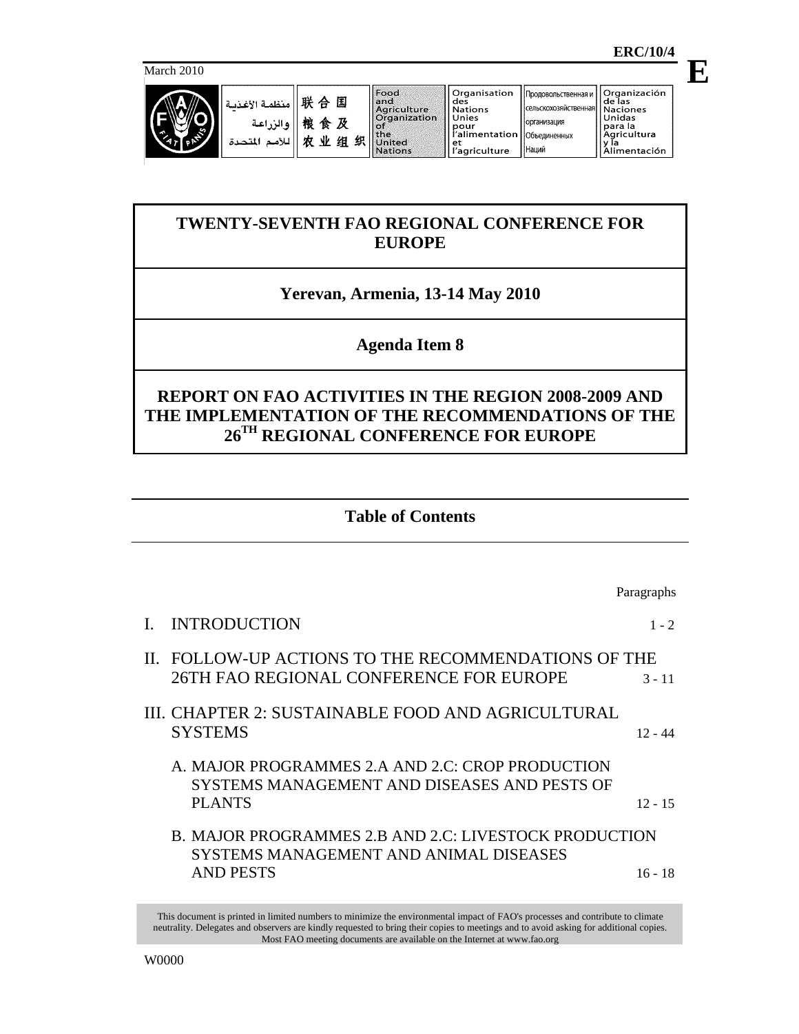ERC/10/4

March 2010

E

| منظمة الأغذية والزراعة للأمم المتحدة | 联合国粮食及农业组织 | Food and Agriculture Organization of the United Nations | Organisation des Nations Unies pour l'alimentation et l'agriculture | Продовольственная и сельскохозяйственная организация Объединенных Наций | Organización de las Naciones Unidas para la Agricultura y la Alimentación |
| --- | --- | --- | --- | --- | --- |

# TWENTY-SEVENTH FAO REGIONAL CONFERENCE FOR EUROPE

## Yerevan, Armenia, 13-14 May 2010

## Agenda Item 8

# REPORT ON FAO ACTIVITIES IN THE REGION 2008-2009 AND THE IMPLEMENTATION OF THE RECOMMENDATIONS OF THE 26TH REGIONAL CONFERENCE FOR EUROPE

## Table of Contents

| | Paragraphs |
| --- | --- |
| I. INTRODUCTION | 1 - 2 |
| II. FOLLOW-UP ACTIONS TO THE RECOMMENDATIONS OF THE 26TH FAO REGIONAL CONFERENCE FOR EUROPE | 3 - 11 |
| III. CHAPTER 2: SUSTAINABLE FOOD AND AGRICULTURAL SYSTEMS | 12 - 44 |
| A. MAJOR PROGRAMMES 2.A AND 2.C: CROP PRODUCTION SYSTEMS MANAGEMENT AND DISEASES AND PESTS OF PLANTS | 12 - 15 |
| B. MAJOR PROGRAMMES 2.B AND 2.C: LIVESTOCK PRODUCTION SYSTEMS MANAGEMENT AND ANIMAL DISEASES AND PESTS | 16 - 18 |

This document is printed in limited numbers to minimize the environmental impact of FAO's processes and contribute to climate neutrality. Delegates and observers are kindly requested to bring their copies to meetings and to avoid asking for additional copies. Most FAO meeting documents are available on the Internet at www.fao.org

W0000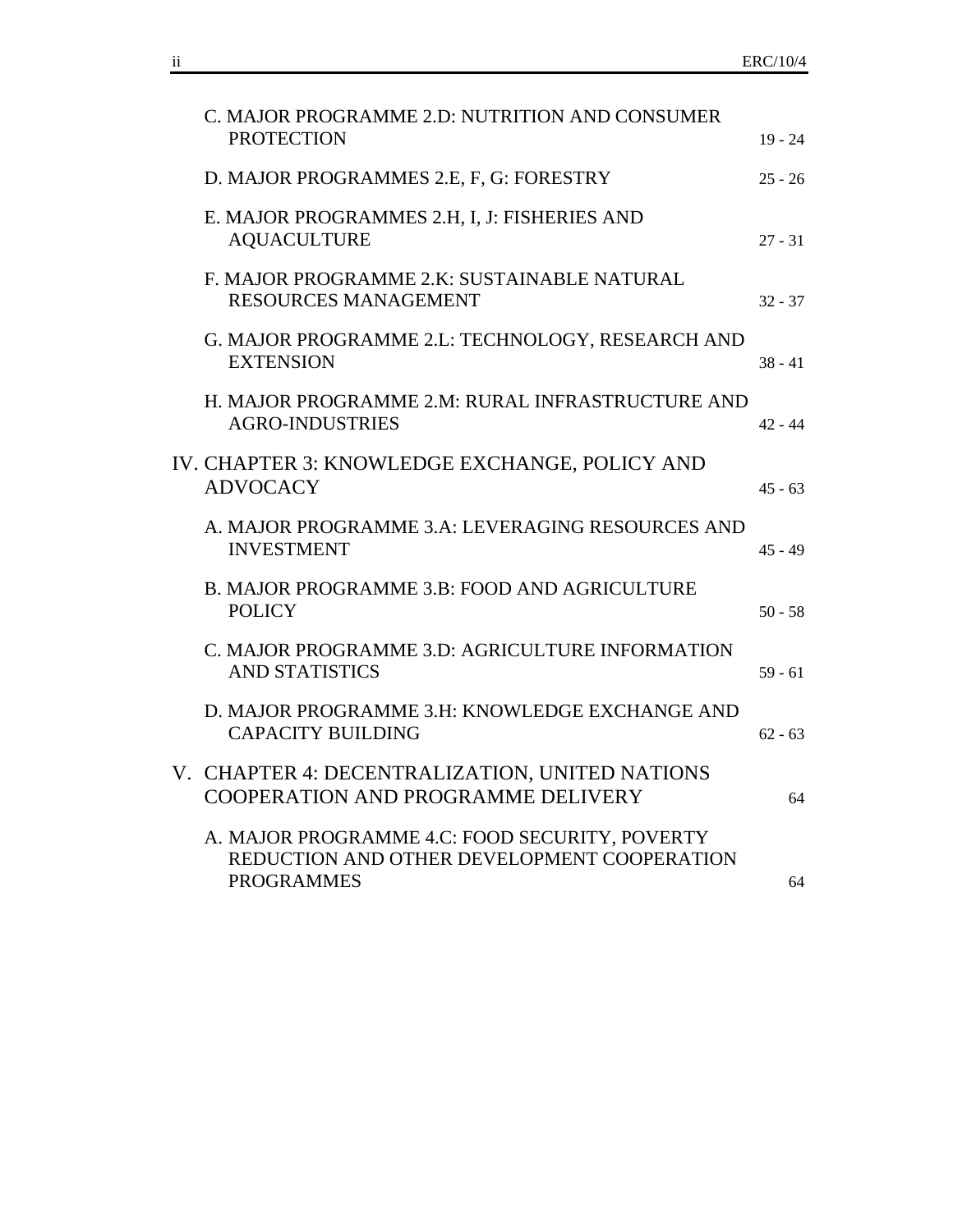| | |
|---|---|
| C. MAJOR PROGRAMME 2.D: NUTRITION AND CONSUMER PROTECTION | 19 - 24 |
| D. MAJOR PROGRAMMES 2.E, F, G: FORESTRY | 25 - 26 |
| E. MAJOR PROGRAMMES 2.H, I, J: FISHERIES AND AQUACULTURE | 27 - 31 |
| F. MAJOR PROGRAMME 2.K: SUSTAINABLE NATURAL RESOURCES MANAGEMENT | 32 - 37 |
| G. MAJOR PROGRAMME 2.L: TECHNOLOGY, RESEARCH AND EXTENSION | 38 - 41 |
| H. MAJOR PROGRAMME 2.M: RURAL INFRASTRUCTURE AND AGRO-INDUSTRIES | 42 - 44 |
| IV. CHAPTER 3: KNOWLEDGE EXCHANGE, POLICY AND ADVOCACY | 45 - 63 |
| A. MAJOR PROGRAMME 3.A: LEVERAGING RESOURCES AND INVESTMENT | 45 - 49 |
| B. MAJOR PROGRAMME 3.B: FOOD AND AGRICULTURE POLICY | 50 - 58 |
| C. MAJOR PROGRAMME 3.D: AGRICULTURE INFORMATION AND STATISTICS | 59 - 61 |
| D. MAJOR PROGRAMME 3.H: KNOWLEDGE EXCHANGE AND CAPACITY BUILDING | 62 - 63 |
| V. CHAPTER 4: DECENTRALIZATION, UNITED NATIONS COOPERATION AND PROGRAMME DELIVERY | 64 |
| A. MAJOR PROGRAMME 4.C: FOOD SECURITY, POVERTY REDUCTION AND OTHER DEVELOPMENT COOPERATION PROGRAMMES | 64 |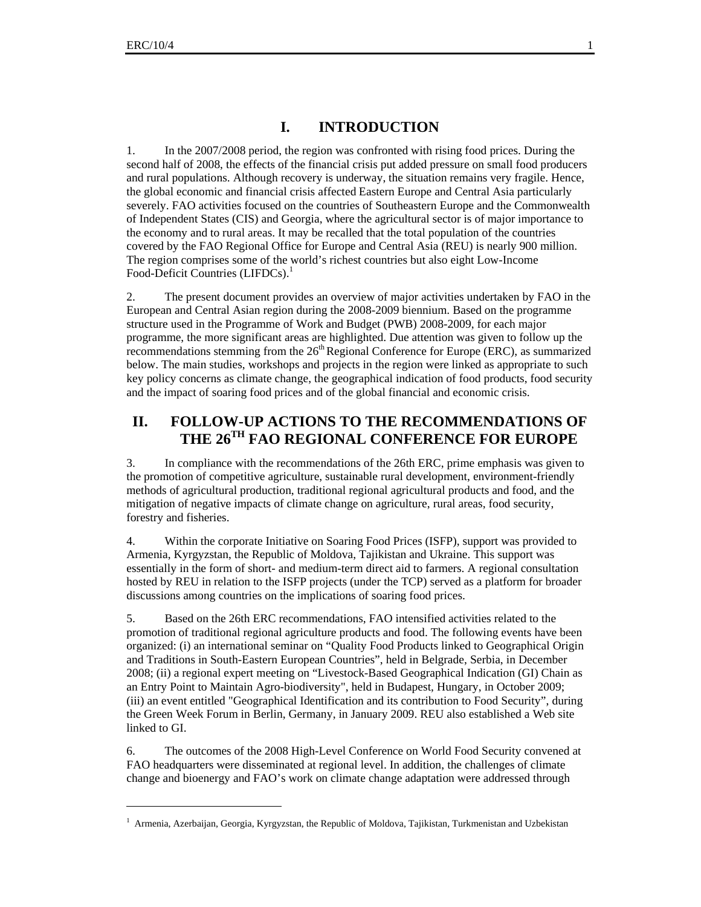# I. INTRODUCTION

1. In the 2007/2008 period, the region was confronted with rising food prices. During the second half of 2008, the effects of the financial crisis put added pressure on small food producers and rural populations. Although recovery is underway, the situation remains very fragile. Hence, the global economic and financial crisis affected Eastern Europe and Central Asia particularly severely. FAO activities focused on the countries of Southeastern Europe and the Commonwealth of Independent States (CIS) and Georgia, where the agricultural sector is of major importance to the economy and to rural areas. It may be recalled that the total population of the countries covered by the FAO Regional Office for Europe and Central Asia (REU) is nearly 900 million. The region comprises some of the world's richest countries but also eight Low-Income Food-Deficit Countries (LIFDCs).[1]

2. The present document provides an overview of major activities undertaken by FAO in the European and Central Asian region during the 2008-2009 biennium. Based on the programme structure used in the Programme of Work and Budget (PWB) 2008-2009, for each major programme, the more significant areas are highlighted. Due attention was given to follow up the recommendations stemming from the 26th Regional Conference for Europe (ERC), as summarized below. The main studies, workshops and projects in the region were linked as appropriate to such key policy concerns as climate change, the geographical indication of food products, food security and the impact of soaring food prices and of the global financial and economic crisis.

# II. FOLLOW-UP ACTIONS TO THE RECOMMENDATIONS OF THE 26TH FAO REGIONAL CONFERENCE FOR EUROPE

3. In compliance with the recommendations of the 26th ERC, prime emphasis was given to the promotion of competitive agriculture, sustainable rural development, environment-friendly methods of agricultural production, traditional regional agricultural products and food, and the mitigation of negative impacts of climate change on agriculture, rural areas, food security, forestry and fisheries.

4. Within the corporate Initiative on Soaring Food Prices (ISFP), support was provided to Armenia, Kyrgyzstan, the Republic of Moldova, Tajikistan and Ukraine. This support was essentially in the form of short- and medium-term direct aid to farmers. A regional consultation hosted by REU in relation to the ISFP projects (under the TCP) served as a platform for broader discussions among countries on the implications of soaring food prices.

5. Based on the 26th ERC recommendations, FAO intensified activities related to the promotion of traditional regional agriculture products and food. The following events have been organized: (i) an international seminar on "Quality Food Products linked to Geographical Origin and Traditions in South-Eastern European Countries", held in Belgrade, Serbia, in December 2008; (ii) a regional expert meeting on "Livestock-Based Geographical Indication (GI) Chain as an Entry Point to Maintain Agro-biodiversity", held in Budapest, Hungary, in October 2009; (iii) an event entitled "Geographical Identification and its contribution to Food Security", during the Green Week Forum in Berlin, Germany, in January 2009. REU also established a Web site linked to GI.

6. The outcomes of the 2008 High-Level Conference on World Food Security convened at FAO headquarters were disseminated at regional level. In addition, the challenges of climate change and bioenergy and FAO's work on climate change adaptation were addressed through

---

[1] Armenia, Azerbaijan, Georgia, Kyrgyzstan, the Republic of Moldova, Tajikistan, Turkmenistan and Uzbekistan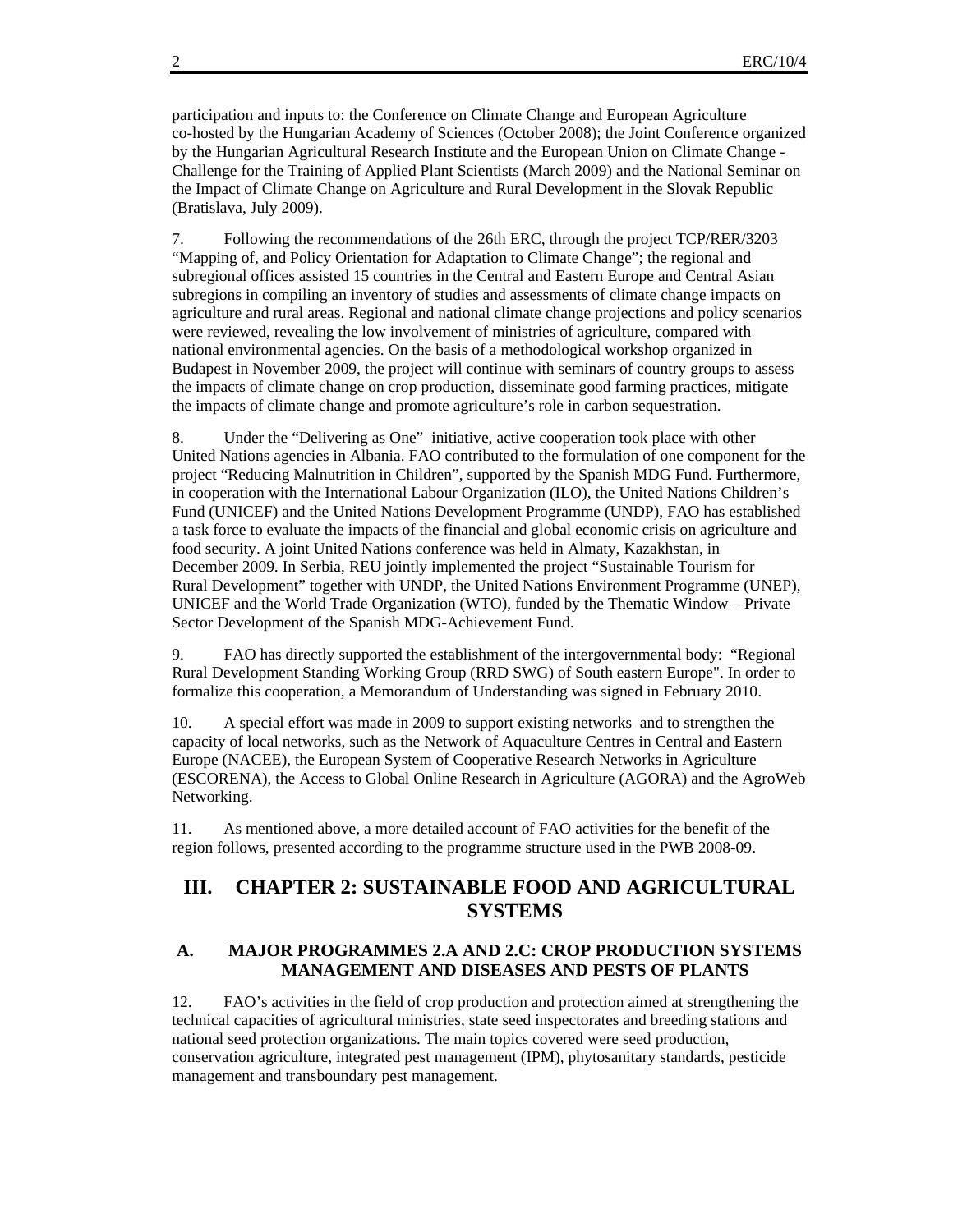participation and inputs to: the Conference on Climate Change and European Agriculture co-hosted by the Hungarian Academy of Sciences (October 2008); the Joint Conference organized by the Hungarian Agricultural Research Institute and the European Union on Climate Change - Challenge for the Training of Applied Plant Scientists (March 2009) and the National Seminar on the Impact of Climate Change on Agriculture and Rural Development in the Slovak Republic (Bratislava, July 2009).

7. Following the recommendations of the 26th ERC, through the project TCP/RER/3203 "Mapping of, and Policy Orientation for Adaptation to Climate Change"; the regional and subregional offices assisted 15 countries in the Central and Eastern Europe and Central Asian subregions in compiling an inventory of studies and assessments of climate change impacts on agriculture and rural areas. Regional and national climate change projections and policy scenarios were reviewed, revealing the low involvement of ministries of agriculture, compared with national environmental agencies. On the basis of a methodological workshop organized in Budapest in November 2009, the project will continue with seminars of country groups to assess the impacts of climate change on crop production, disseminate good farming practices, mitigate the impacts of climate change and promote agriculture's role in carbon sequestration.

8. Under the "Delivering as One" initiative, active cooperation took place with other United Nations agencies in Albania. FAO contributed to the formulation of one component for the project "Reducing Malnutrition in Children", supported by the Spanish MDG Fund. Furthermore, in cooperation with the International Labour Organization (ILO), the United Nations Children's Fund (UNICEF) and the United Nations Development Programme (UNDP), FAO has established a task force to evaluate the impacts of the financial and global economic crisis on agriculture and food security. A joint United Nations conference was held in Almaty, Kazakhstan, in December 2009. In Serbia, REU jointly implemented the project "Sustainable Tourism for Rural Development" together with UNDP, the United Nations Environment Programme (UNEP), UNICEF and the World Trade Organization (WTO), funded by the Thematic Window – Private Sector Development of the Spanish MDG-Achievement Fund.

9. FAO has directly supported the establishment of the intergovernmental body: "Regional Rural Development Standing Working Group (RRD SWG) of South eastern Europe". In order to formalize this cooperation, a Memorandum of Understanding was signed in February 2010.

10. A special effort was made in 2009 to support existing networks and to strengthen the capacity of local networks, such as the Network of Aquaculture Centres in Central and Eastern Europe (NACEE), the European System of Cooperative Research Networks in Agriculture (ESCORENA), the Access to Global Online Research in Agriculture (AGORA) and the AgroWeb Networking.

11. As mentioned above, a more detailed account of FAO activities for the benefit of the region follows, presented according to the programme structure used in the PWB 2008-09.

# III. CHAPTER 2: SUSTAINABLE FOOD AND AGRICULTURAL SYSTEMS

## A. MAJOR PROGRAMMES 2.A AND 2.C: CROP PRODUCTION SYSTEMS MANAGEMENT AND DISEASES AND PESTS OF PLANTS

12. FAO's activities in the field of crop production and protection aimed at strengthening the technical capacities of agricultural ministries, state seed inspectorates and breeding stations and national seed protection organizations. The main topics covered were seed production, conservation agriculture, integrated pest management (IPM), phytosanitary standards, pesticide management and transboundary pest management.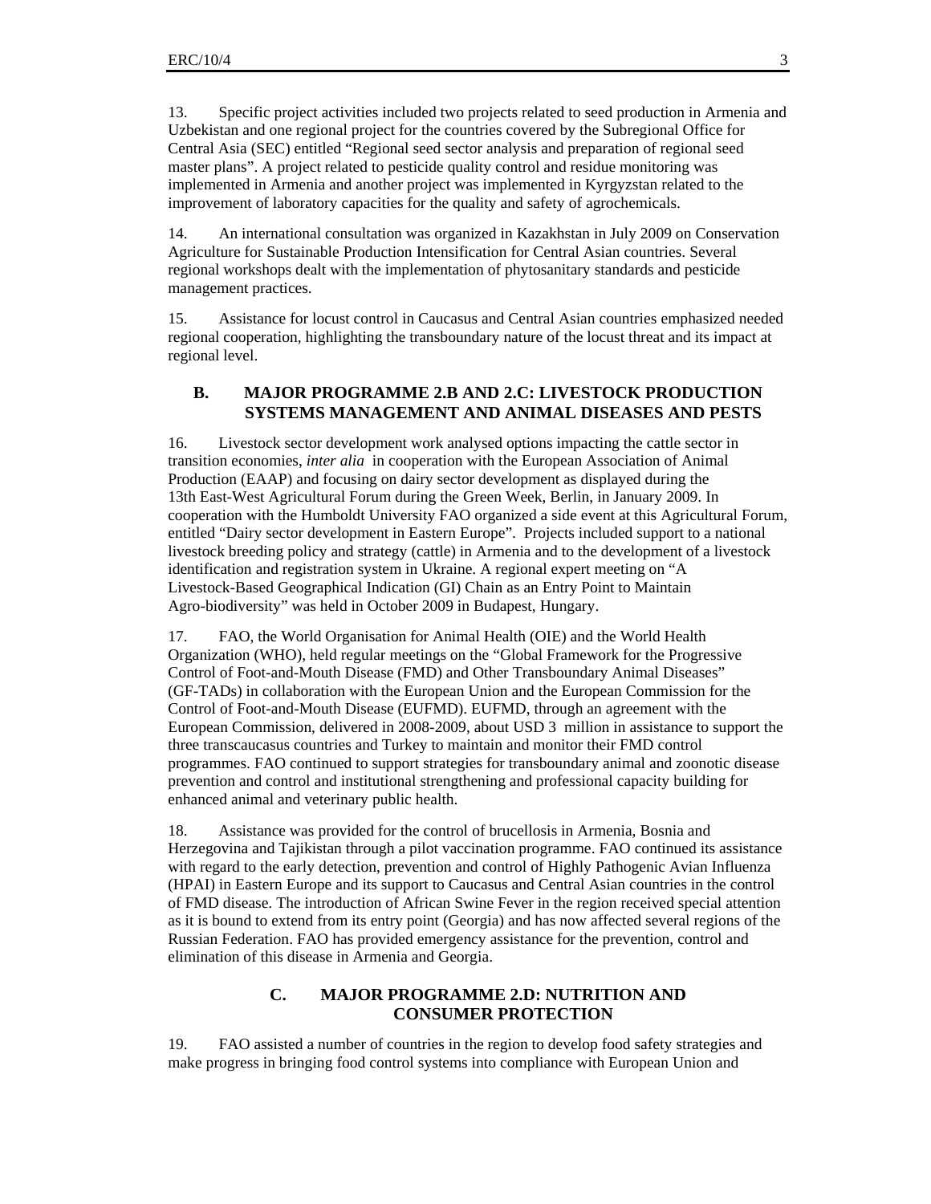13. Specific project activities included two projects related to seed production in Armenia and Uzbekistan and one regional project for the countries covered by the Subregional Office for Central Asia (SEC) entitled "Regional seed sector analysis and preparation of regional seed master plans". A project related to pesticide quality control and residue monitoring was implemented in Armenia and another project was implemented in Kyrgyzstan related to the improvement of laboratory capacities for the quality and safety of agrochemicals.

14. An international consultation was organized in Kazakhstan in July 2009 on Conservation Agriculture for Sustainable Production Intensification for Central Asian countries. Several regional workshops dealt with the implementation of phytosanitary standards and pesticide management practices.

15. Assistance for locust control in Caucasus and Central Asian countries emphasized needed regional cooperation, highlighting the transboundary nature of the locust threat and its impact at regional level.

## B. MAJOR PROGRAMME 2.B AND 2.C: LIVESTOCK PRODUCTION SYSTEMS MANAGEMENT AND ANIMAL DISEASES AND PESTS

16. Livestock sector development work analysed options impacting the cattle sector in transition economies, *inter alia* in cooperation with the European Association of Animal Production (EAAP) and focusing on dairy sector development as displayed during the 13th East-West Agricultural Forum during the Green Week, Berlin, in January 2009. In cooperation with the Humboldt University FAO organized a side event at this Agricultural Forum, entitled "Dairy sector development in Eastern Europe". Projects included support to a national livestock breeding policy and strategy (cattle) in Armenia and to the development of a livestock identification and registration system in Ukraine. A regional expert meeting on "A Livestock-Based Geographical Indication (GI) Chain as an Entry Point to Maintain Agro-biodiversity" was held in October 2009 in Budapest, Hungary.

17. FAO, the World Organisation for Animal Health (OIE) and the World Health Organization (WHO), held regular meetings on the "Global Framework for the Progressive Control of Foot-and-Mouth Disease (FMD) and Other Transboundary Animal Diseases" (GF-TADs) in collaboration with the European Union and the European Commission for the Control of Foot-and-Mouth Disease (EUFMD). EUFMD, through an agreement with the European Commission, delivered in 2008-2009, about USD 3 million in assistance to support the three transcaucasus countries and Turkey to maintain and monitor their FMD control programmes. FAO continued to support strategies for transboundary animal and zoonotic disease prevention and control and institutional strengthening and professional capacity building for enhanced animal and veterinary public health.

18. Assistance was provided for the control of brucellosis in Armenia, Bosnia and Herzegovina and Tajikistan through a pilot vaccination programme. FAO continued its assistance with regard to the early detection, prevention and control of Highly Pathogenic Avian Influenza (HPAI) in Eastern Europe and its support to Caucasus and Central Asian countries in the control of FMD disease. The introduction of African Swine Fever in the region received special attention as it is bound to extend from its entry point (Georgia) and has now affected several regions of the Russian Federation. FAO has provided emergency assistance for the prevention, control and elimination of this disease in Armenia and Georgia.

## C. MAJOR PROGRAMME 2.D: NUTRITION AND CONSUMER PROTECTION

19. FAO assisted a number of countries in the region to develop food safety strategies and make progress in bringing food control systems into compliance with European Union and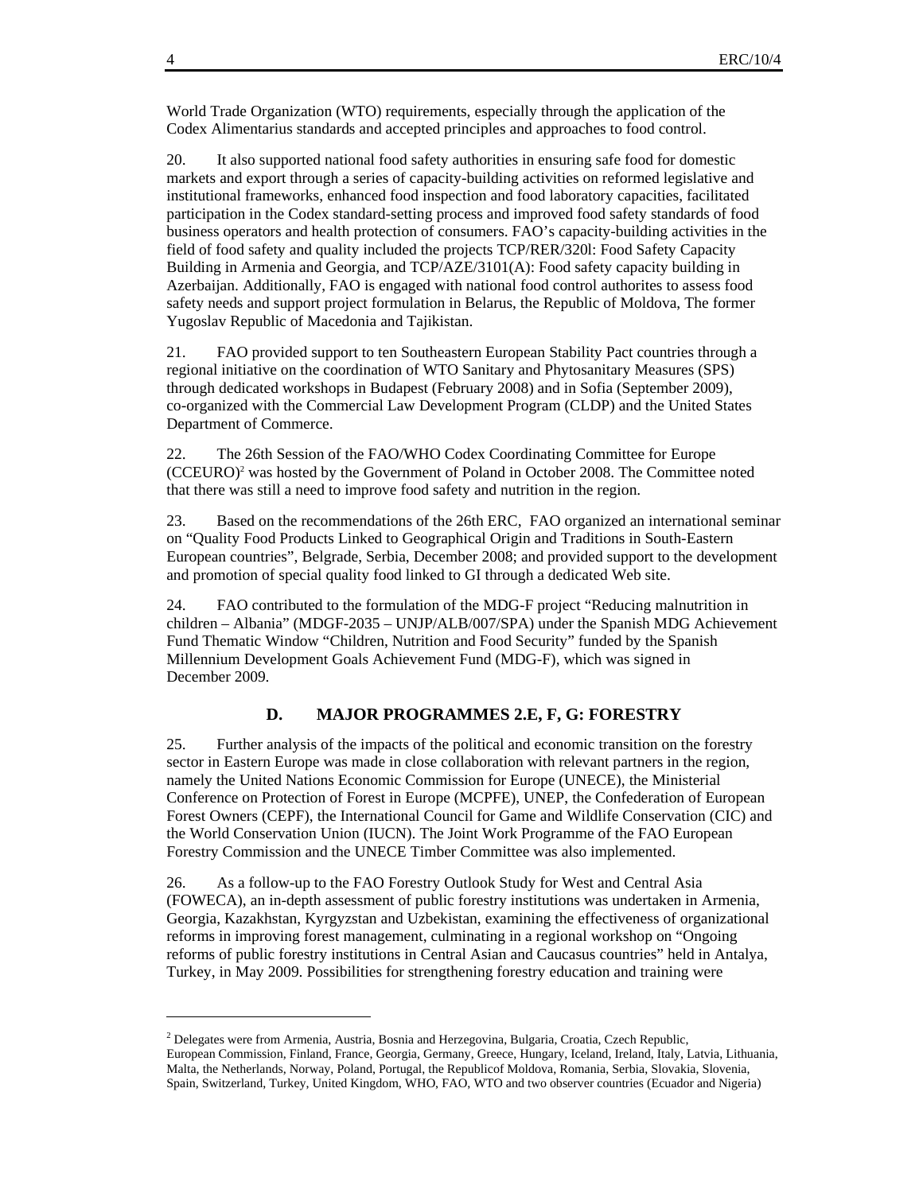World Trade Organization (WTO) requirements, especially through the application of the Codex Alimentarius standards and accepted principles and approaches to food control.

20. It also supported national food safety authorities in ensuring safe food for domestic markets and export through a series of capacity-building activities on reformed legislative and institutional frameworks, enhanced food inspection and food laboratory capacities, facilitated participation in the Codex standard-setting process and improved food safety standards of food business operators and health protection of consumers. FAO's capacity-building activities in the field of food safety and quality included the projects TCP/RER/320l: Food Safety Capacity Building in Armenia and Georgia, and TCP/AZE/3101(A): Food safety capacity building in Azerbaijan. Additionally, FAO is engaged with national food control authorites to assess food safety needs and support project formulation in Belarus, the Republic of Moldova, The former Yugoslav Republic of Macedonia and Tajikistan.

21. FAO provided support to ten Southeastern European Stability Pact countries through a regional initiative on the coordination of WTO Sanitary and Phytosanitary Measures (SPS) through dedicated workshops in Budapest (February 2008) and in Sofia (September 2009), co-organized with the Commercial Law Development Program (CLDP) and the United States Department of Commerce.

22. The 26th Session of the FAO/WHO Codex Coordinating Committee for Europe (CCEURO)[2] was hosted by the Government of Poland in October 2008. The Committee noted that there was still a need to improve food safety and nutrition in the region.

23. Based on the recommendations of the 26th ERC, FAO organized an international seminar on "Quality Food Products Linked to Geographical Origin and Traditions in South-Eastern European countries", Belgrade, Serbia, December 2008; and provided support to the development and promotion of special quality food linked to GI through a dedicated Web site.

24. FAO contributed to the formulation of the MDG-F project "Reducing malnutrition in children – Albania" (MDGF-2035 – UNJP/ALB/007/SPA) under the Spanish MDG Achievement Fund Thematic Window "Children, Nutrition and Food Security" funded by the Spanish Millennium Development Goals Achievement Fund (MDG-F), which was signed in December 2009.

## D. MAJOR PROGRAMMES 2.E, F, G: FORESTRY

25. Further analysis of the impacts of the political and economic transition on the forestry sector in Eastern Europe was made in close collaboration with relevant partners in the region, namely the United Nations Economic Commission for Europe (UNECE), the Ministerial Conference on Protection of Forest in Europe (MCPFE), UNEP, the Confederation of European Forest Owners (CEPF), the International Council for Game and Wildlife Conservation (CIC) and the World Conservation Union (IUCN). The Joint Work Programme of the FAO European Forestry Commission and the UNECE Timber Committee was also implemented.

26. As a follow-up to the FAO Forestry Outlook Study for West and Central Asia (FOWECA), an in-depth assessment of public forestry institutions was undertaken in Armenia, Georgia, Kazakhstan, Kyrgyzstan and Uzbekistan, examining the effectiveness of organizational reforms in improving forest management, culminating in a regional workshop on "Ongoing reforms of public forestry institutions in Central Asian and Caucasus countries" held in Antalya, Turkey, in May 2009. Possibilities for strengthening forestry education and training were

---

[2] Delegates were from Armenia, Austria, Bosnia and Herzegovina, Bulgaria, Croatia, Czech Republic, European Commission, Finland, France, Georgia, Germany, Greece, Hungary, Iceland, Ireland, Italy, Latvia, Lithuania, Malta, the Netherlands, Norway, Poland, Portugal, the Republicof Moldova, Romania, Serbia, Slovakia, Slovenia, Spain, Switzerland, Turkey, United Kingdom, WHO, FAO, WTO and two observer countries (Ecuador and Nigeria)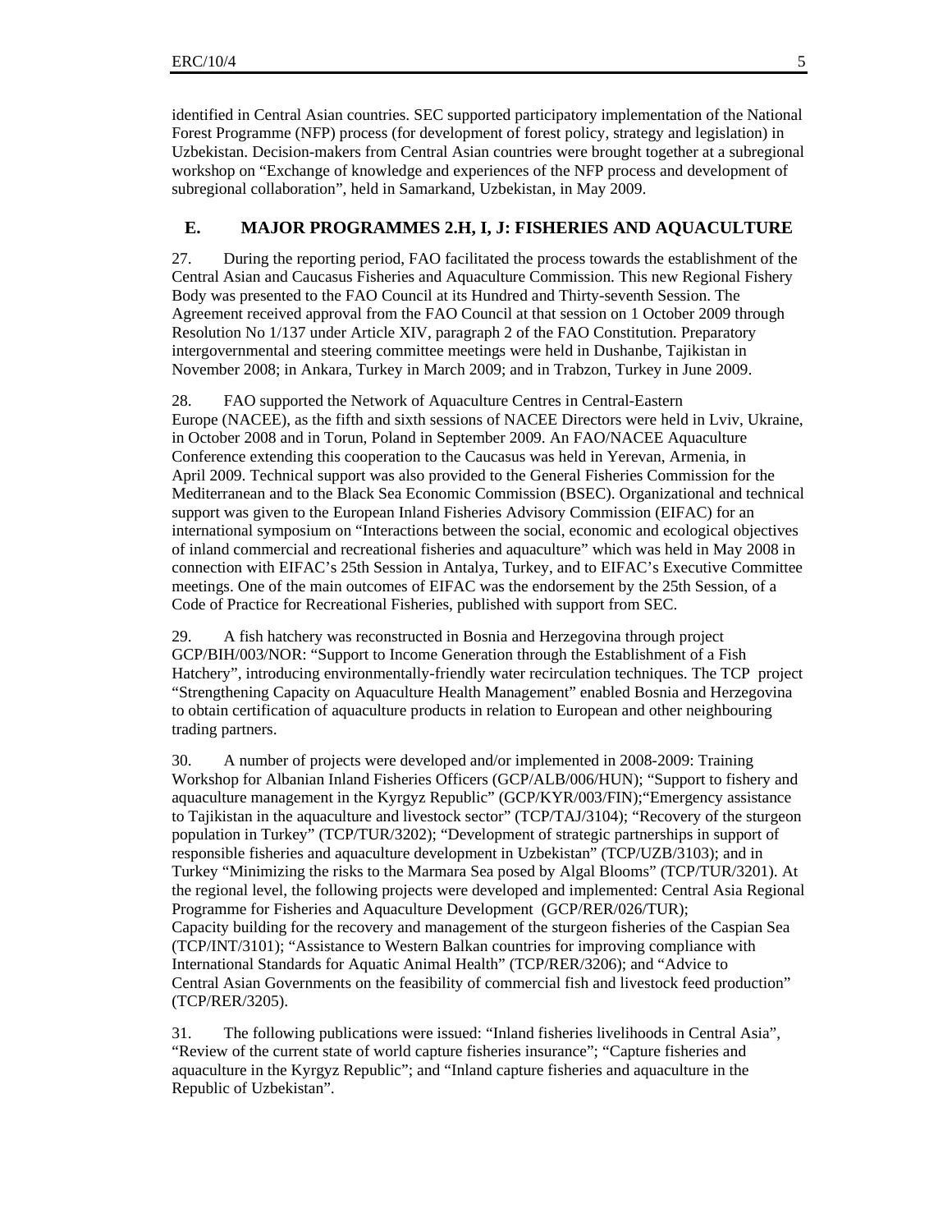identified in Central Asian countries. SEC supported participatory implementation of the National Forest Programme (NFP) process (for development of forest policy, strategy and legislation) in Uzbekistan. Decision-makers from Central Asian countries were brought together at a subregional workshop on "Exchange of knowledge and experiences of the NFP process and development of subregional collaboration", held in Samarkand, Uzbekistan, in May 2009.

## E. MAJOR PROGRAMMES 2.H, I, J: FISHERIES AND AQUACULTURE

27. During the reporting period, FAO facilitated the process towards the establishment of the Central Asian and Caucasus Fisheries and Aquaculture Commission. This new Regional Fishery Body was presented to the FAO Council at its Hundred and Thirty-seventh Session. The Agreement received approval from the FAO Council at that session on 1 October 2009 through Resolution No 1/137 under Article XIV, paragraph 2 of the FAO Constitution. Preparatory intergovernmental and steering committee meetings were held in Dushanbe, Tajikistan in November 2008; in Ankara, Turkey in March 2009; and in Trabzon, Turkey in June 2009.

28. FAO supported the Network of Aquaculture Centres in Central-Eastern Europe (NACEE), as the fifth and sixth sessions of NACEE Directors were held in Lviv, Ukraine, in October 2008 and in Torun, Poland in September 2009. An FAO/NACEE Aquaculture Conference extending this cooperation to the Caucasus was held in Yerevan, Armenia, in April 2009. Technical support was also provided to the General Fisheries Commission for the Mediterranean and to the Black Sea Economic Commission (BSEC). Organizational and technical support was given to the European Inland Fisheries Advisory Commission (EIFAC) for an international symposium on "Interactions between the social, economic and ecological objectives of inland commercial and recreational fisheries and aquaculture" which was held in May 2008 in connection with EIFAC's 25th Session in Antalya, Turkey, and to EIFAC's Executive Committee meetings. One of the main outcomes of EIFAC was the endorsement by the 25th Session, of a Code of Practice for Recreational Fisheries, published with support from SEC.

29. A fish hatchery was reconstructed in Bosnia and Herzegovina through project GCP/BIH/003/NOR: "Support to Income Generation through the Establishment of a Fish Hatchery", introducing environmentally-friendly water recirculation techniques. The TCP project "Strengthening Capacity on Aquaculture Health Management" enabled Bosnia and Herzegovina to obtain certification of aquaculture products in relation to European and other neighbouring trading partners.

30. A number of projects were developed and/or implemented in 2008-2009: Training Workshop for Albanian Inland Fisheries Officers (GCP/ALB/006/HUN); "Support to fishery and aquaculture management in the Kyrgyz Republic" (GCP/KYR/003/FIN);"Emergency assistance to Tajikistan in the aquaculture and livestock sector" (TCP/TAJ/3104); "Recovery of the sturgeon population in Turkey" (TCP/TUR/3202); "Development of strategic partnerships in support of responsible fisheries and aquaculture development in Uzbekistan" (TCP/UZB/3103); and in Turkey "Minimizing the risks to the Marmara Sea posed by Algal Blooms" (TCP/TUR/3201). At the regional level, the following projects were developed and implemented: Central Asia Regional Programme for Fisheries and Aquaculture Development (GCP/RER/026/TUR); Capacity building for the recovery and management of the sturgeon fisheries of the Caspian Sea (TCP/INT/3101); "Assistance to Western Balkan countries for improving compliance with International Standards for Aquatic Animal Health" (TCP/RER/3206); and "Advice to Central Asian Governments on the feasibility of commercial fish and livestock feed production" (TCP/RER/3205).

31. The following publications were issued: "Inland fisheries livelihoods in Central Asia", "Review of the current state of world capture fisheries insurance"; "Capture fisheries and aquaculture in the Kyrgyz Republic"; and "Inland capture fisheries and aquaculture in the Republic of Uzbekistan".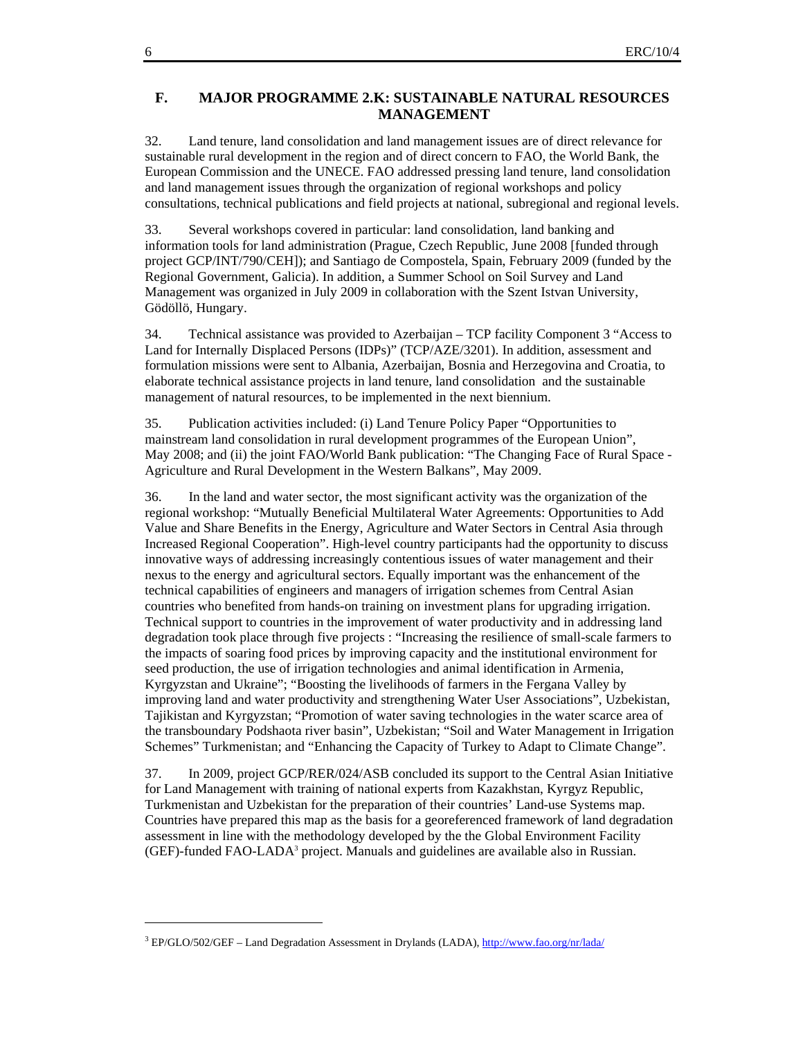## F. MAJOR PROGRAMME 2.K: SUSTAINABLE NATURAL RESOURCES MANAGEMENT

32. Land tenure, land consolidation and land management issues are of direct relevance for sustainable rural development in the region and of direct concern to FAO, the World Bank, the European Commission and the UNECE. FAO addressed pressing land tenure, land consolidation and land management issues through the organization of regional workshops and policy consultations, technical publications and field projects at national, subregional and regional levels.

33. Several workshops covered in particular: land consolidation, land banking and information tools for land administration (Prague, Czech Republic, June 2008 [funded through project GCP/INT/790/CEH]); and Santiago de Compostela, Spain, February 2009 (funded by the Regional Government, Galicia). In addition, a Summer School on Soil Survey and Land Management was organized in July 2009 in collaboration with the Szent Istvan University, Gödöllö, Hungary.

34. Technical assistance was provided to Azerbaijan – TCP facility Component 3 "Access to Land for Internally Displaced Persons (IDPs)" (TCP/AZE/3201). In addition, assessment and formulation missions were sent to Albania, Azerbaijan, Bosnia and Herzegovina and Croatia, to elaborate technical assistance projects in land tenure, land consolidation and the sustainable management of natural resources, to be implemented in the next biennium.

35. Publication activities included: (i) Land Tenure Policy Paper "Opportunities to mainstream land consolidation in rural development programmes of the European Union", May 2008; and (ii) the joint FAO/World Bank publication: "The Changing Face of Rural Space - Agriculture and Rural Development in the Western Balkans", May 2009.

36. In the land and water sector, the most significant activity was the organization of the regional workshop: "Mutually Beneficial Multilateral Water Agreements: Opportunities to Add Value and Share Benefits in the Energy, Agriculture and Water Sectors in Central Asia through Increased Regional Cooperation". High-level country participants had the opportunity to discuss innovative ways of addressing increasingly contentious issues of water management and their nexus to the energy and agricultural sectors. Equally important was the enhancement of the technical capabilities of engineers and managers of irrigation schemes from Central Asian countries who benefited from hands-on training on investment plans for upgrading irrigation. Technical support to countries in the improvement of water productivity and in addressing land degradation took place through five projects : "Increasing the resilience of small-scale farmers to the impacts of soaring food prices by improving capacity and the institutional environment for seed production, the use of irrigation technologies and animal identification in Armenia, Kyrgyzstan and Ukraine"; "Boosting the livelihoods of farmers in the Fergana Valley by improving land and water productivity and strengthening Water User Associations", Uzbekistan, Tajikistan and Kyrgyzstan; "Promotion of water saving technologies in the water scarce area of the transboundary Podshaota river basin", Uzbekistan; "Soil and Water Management in Irrigation Schemes" Turkmenistan; and "Enhancing the Capacity of Turkey to Adapt to Climate Change".

37. In 2009, project GCP/RER/024/ASB concluded its support to the Central Asian Initiative for Land Management with training of national experts from Kazakhstan, Kyrgyz Republic, Turkmenistan and Uzbekistan for the preparation of their countries' Land-use Systems map. Countries have prepared this map as the basis for a georeferenced framework of land degradation assessment in line with the methodology developed by the the Global Environment Facility (GEF)-funded FAO-LADA[3] project. Manuals and guidelines are available also in Russian.

---

[3] EP/GLO/502/GEF – Land Degradation Assessment in Drylands (LADA), http://www.fao.org/nr/lada/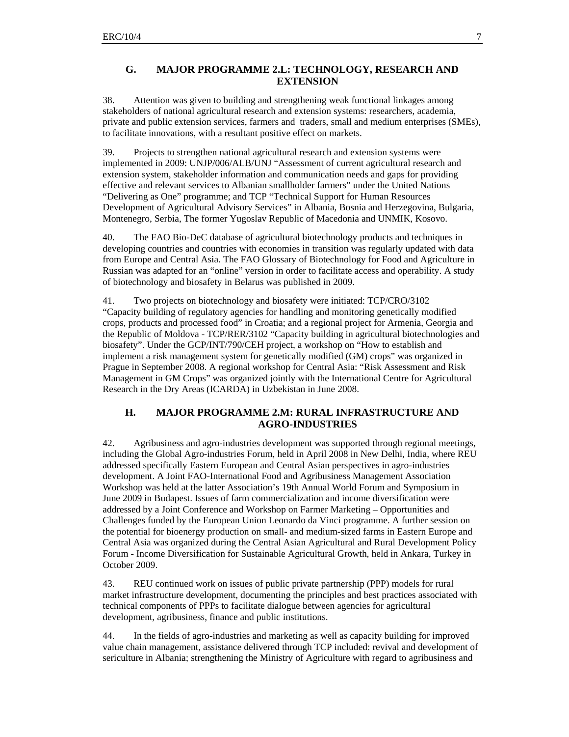## G. MAJOR PROGRAMME 2.L: TECHNOLOGY, RESEARCH AND EXTENSION

38. Attention was given to building and strengthening weak functional linkages among stakeholders of national agricultural research and extension systems: researchers, academia, private and public extension services, farmers and traders, small and medium enterprises (SMEs), to facilitate innovations, with a resultant positive effect on markets.

39. Projects to strengthen national agricultural research and extension systems were implemented in 2009: UNJP/006/ALB/UNJ "Assessment of current agricultural research and extension system, stakeholder information and communication needs and gaps for providing effective and relevant services to Albanian smallholder farmers" under the United Nations "Delivering as One" programme; and TCP "Technical Support for Human Resources Development of Agricultural Advisory Services" in Albania, Bosnia and Herzegovina, Bulgaria, Montenegro, Serbia, The former Yugoslav Republic of Macedonia and UNMIK, Kosovo.

40. The FAO Bio-DeC database of agricultural biotechnology products and techniques in developing countries and countries with economies in transition was regularly updated with data from Europe and Central Asia. The FAO Glossary of Biotechnology for Food and Agriculture in Russian was adapted for an "online" version in order to facilitate access and operability. A study of biotechnology and biosafety in Belarus was published in 2009.

41. Two projects on biotechnology and biosafety were initiated: TCP/CRO/3102 "Capacity building of regulatory agencies for handling and monitoring genetically modified crops, products and processed food" in Croatia; and a regional project for Armenia, Georgia and the Republic of Moldova - TCP/RER/3102 "Capacity building in agricultural biotechnologies and biosafety". Under the GCP/INT/790/CEH project, a workshop on "How to establish and implement a risk management system for genetically modified (GM) crops" was organized in Prague in September 2008. A regional workshop for Central Asia: "Risk Assessment and Risk Management in GM Crops" was organized jointly with the International Centre for Agricultural Research in the Dry Areas (ICARDA) in Uzbekistan in June 2008.

## H. MAJOR PROGRAMME 2.M: RURAL INFRASTRUCTURE AND AGRO-INDUSTRIES

42. Agribusiness and agro-industries development was supported through regional meetings, including the Global Agro-industries Forum, held in April 2008 in New Delhi, India, where REU addressed specifically Eastern European and Central Asian perspectives in agro-industries development. A Joint FAO-International Food and Agribusiness Management Association Workshop was held at the latter Association's 19th Annual World Forum and Symposium in June 2009 in Budapest. Issues of farm commercialization and income diversification were addressed by a Joint Conference and Workshop on Farmer Marketing – Opportunities and Challenges funded by the European Union Leonardo da Vinci programme. A further session on the potential for bioenergy production on small- and medium-sized farms in Eastern Europe and Central Asia was organized during the Central Asian Agricultural and Rural Development Policy Forum - Income Diversification for Sustainable Agricultural Growth, held in Ankara, Turkey in October 2009.

43. REU continued work on issues of public private partnership (PPP) models for rural market infrastructure development, documenting the principles and best practices associated with technical components of PPPs to facilitate dialogue between agencies for agricultural development, agribusiness, finance and public institutions.

44. In the fields of agro-industries and marketing as well as capacity building for improved value chain management, assistance delivered through TCP included: revival and development of sericulture in Albania; strengthening the Ministry of Agriculture with regard to agribusiness and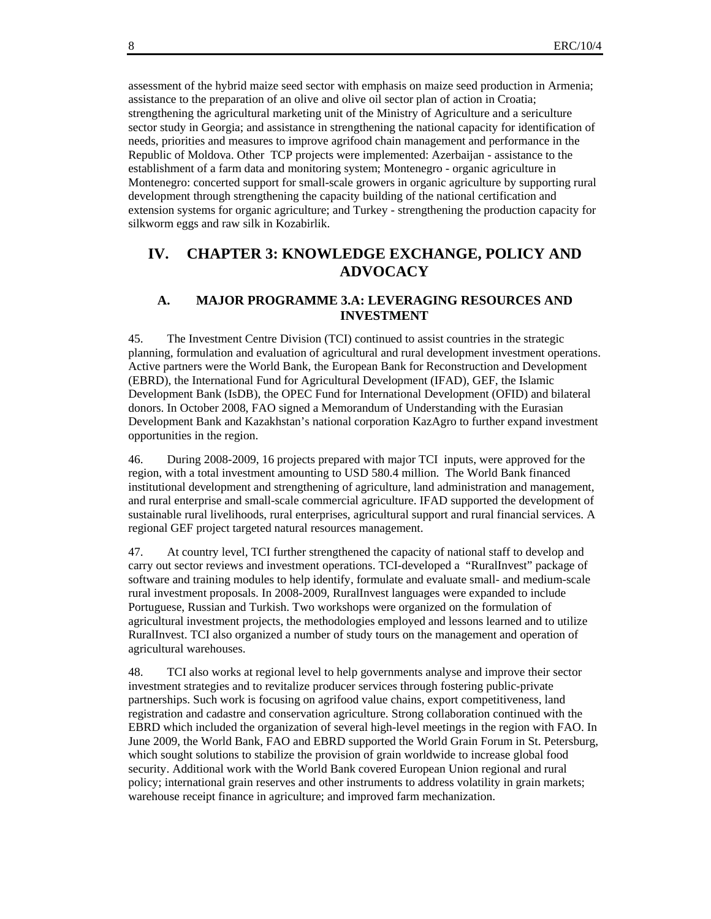assessment of the hybrid maize seed sector with emphasis on maize seed production in Armenia; assistance to the preparation of an olive and olive oil sector plan of action in Croatia; strengthening the agricultural marketing unit of the Ministry of Agriculture and a sericulture sector study in Georgia; and assistance in strengthening the national capacity for identification of needs, priorities and measures to improve agrifood chain management and performance in the Republic of Moldova. Other TCP projects were implemented: Azerbaijan - assistance to the establishment of a farm data and monitoring system; Montenegro - organic agriculture in Montenegro: concerted support for small-scale growers in organic agriculture by supporting rural development through strengthening the capacity building of the national certification and extension systems for organic agriculture; and Turkey - strengthening the production capacity for silkworm eggs and raw silk in Kozabirlik.

# IV. CHAPTER 3: KNOWLEDGE EXCHANGE, POLICY AND ADVOCACY

## A. MAJOR PROGRAMME 3.A: LEVERAGING RESOURCES AND INVESTMENT

45. The Investment Centre Division (TCI) continued to assist countries in the strategic planning, formulation and evaluation of agricultural and rural development investment operations. Active partners were the World Bank, the European Bank for Reconstruction and Development (EBRD), the International Fund for Agricultural Development (IFAD), GEF, the Islamic Development Bank (IsDB), the OPEC Fund for International Development (OFID) and bilateral donors. In October 2008, FAO signed a Memorandum of Understanding with the Eurasian Development Bank and Kazakhstan's national corporation KazAgro to further expand investment opportunities in the region.

46. During 2008-2009, 16 projects prepared with major TCI inputs, were approved for the region, with a total investment amounting to USD 580.4 million. The World Bank financed institutional development and strengthening of agriculture, land administration and management, and rural enterprise and small-scale commercial agriculture. IFAD supported the development of sustainable rural livelihoods, rural enterprises, agricultural support and rural financial services. A regional GEF project targeted natural resources management.

47. At country level, TCI further strengthened the capacity of national staff to develop and carry out sector reviews and investment operations. TCI-developed a "RuralInvest" package of software and training modules to help identify, formulate and evaluate small- and medium-scale rural investment proposals. In 2008-2009, RuralInvest languages were expanded to include Portuguese, Russian and Turkish. Two workshops were organized on the formulation of agricultural investment projects, the methodologies employed and lessons learned and to utilize RuralInvest. TCI also organized a number of study tours on the management and operation of agricultural warehouses.

48. TCI also works at regional level to help governments analyse and improve their sector investment strategies and to revitalize producer services through fostering public-private partnerships. Such work is focusing on agrifood value chains, export competitiveness, land registration and cadastre and conservation agriculture. Strong collaboration continued with the EBRD which included the organization of several high-level meetings in the region with FAO. In June 2009, the World Bank, FAO and EBRD supported the World Grain Forum in St. Petersburg, which sought solutions to stabilize the provision of grain worldwide to increase global food security. Additional work with the World Bank covered European Union regional and rural policy; international grain reserves and other instruments to address volatility in grain markets; warehouse receipt finance in agriculture; and improved farm mechanization.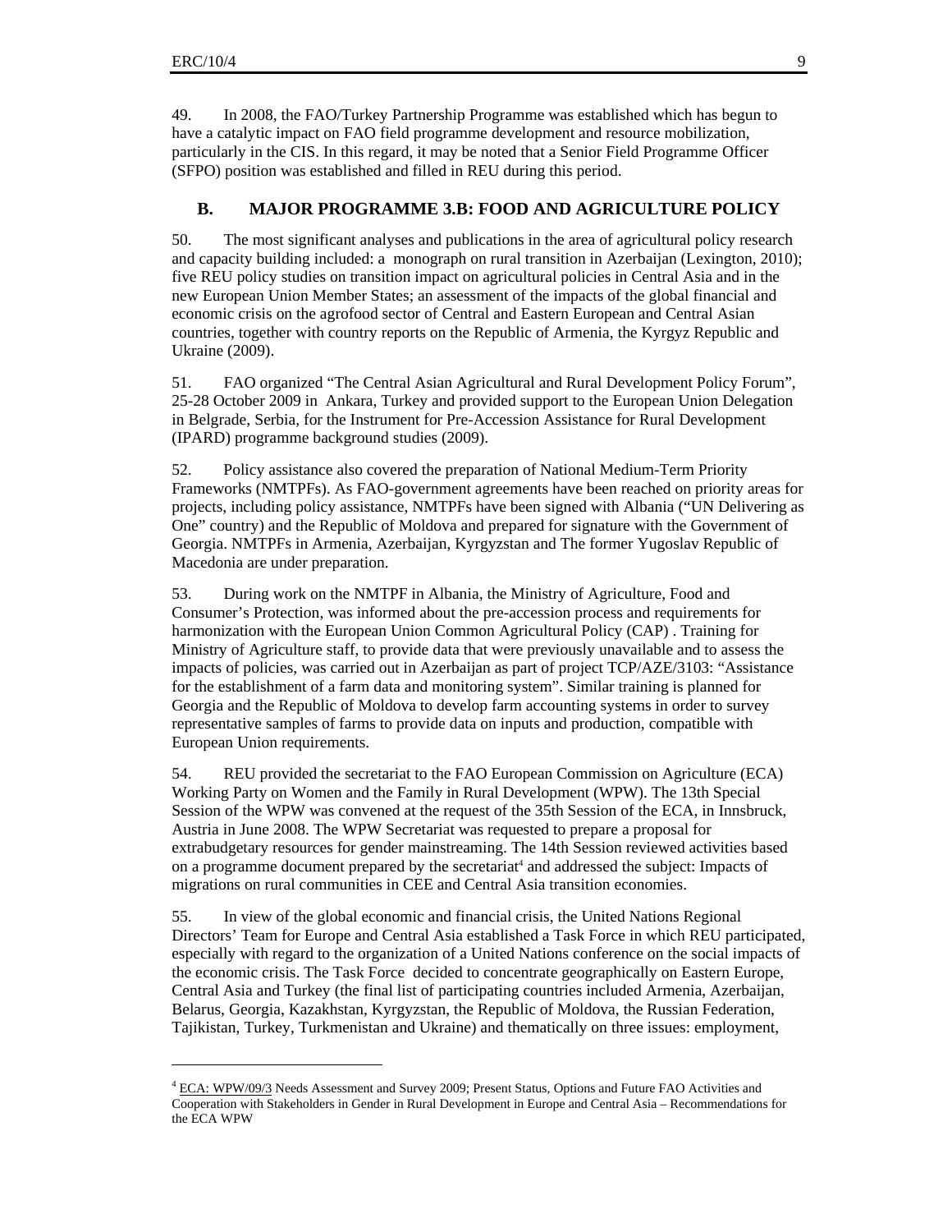49. In 2008, the FAO/Turkey Partnership Programme was established which has begun to have a catalytic impact on FAO field programme development and resource mobilization, particularly in the CIS. In this regard, it may be noted that a Senior Field Programme Officer (SFPO) position was established and filled in REU during this period.

## B. MAJOR PROGRAMME 3.B: FOOD AND AGRICULTURE POLICY

50. The most significant analyses and publications in the area of agricultural policy research and capacity building included: a monograph on rural transition in Azerbaijan (Lexington, 2010); five REU policy studies on transition impact on agricultural policies in Central Asia and in the new European Union Member States; an assessment of the impacts of the global financial and economic crisis on the agrofood sector of Central and Eastern European and Central Asian countries, together with country reports on the Republic of Armenia, the Kyrgyz Republic and Ukraine (2009).

51. FAO organized "The Central Asian Agricultural and Rural Development Policy Forum", 25-28 October 2009 in Ankara, Turkey and provided support to the European Union Delegation in Belgrade, Serbia, for the Instrument for Pre-Accession Assistance for Rural Development (IPARD) programme background studies (2009).

52. Policy assistance also covered the preparation of National Medium-Term Priority Frameworks (NMTPFs). As FAO-government agreements have been reached on priority areas for projects, including policy assistance, NMTPFs have been signed with Albania ("UN Delivering as One" country) and the Republic of Moldova and prepared for signature with the Government of Georgia. NMTPFs in Armenia, Azerbaijan, Kyrgyzstan and The former Yugoslav Republic of Macedonia are under preparation.

53. During work on the NMTPF in Albania, the Ministry of Agriculture, Food and Consumer's Protection, was informed about the pre-accession process and requirements for harmonization with the European Union Common Agricultural Policy (CAP) . Training for Ministry of Agriculture staff, to provide data that were previously unavailable and to assess the impacts of policies, was carried out in Azerbaijan as part of project TCP/AZE/3103: "Assistance for the establishment of a farm data and monitoring system". Similar training is planned for Georgia and the Republic of Moldova to develop farm accounting systems in order to survey representative samples of farms to provide data on inputs and production, compatible with European Union requirements.

54. REU provided the secretariat to the FAO European Commission on Agriculture (ECA) Working Party on Women and the Family in Rural Development (WPW). The 13th Special Session of the WPW was convened at the request of the 35th Session of the ECA, in Innsbruck, Austria in June 2008. The WPW Secretariat was requested to prepare a proposal for extrabudgetary resources for gender mainstreaming. The 14th Session reviewed activities based on a programme document prepared by the secretariat[4] and addressed the subject: Impacts of migrations on rural communities in CEE and Central Asia transition economies.

55. In view of the global economic and financial crisis, the United Nations Regional Directors' Team for Europe and Central Asia established a Task Force in which REU participated, especially with regard to the organization of a United Nations conference on the social impacts of the economic crisis. The Task Force decided to concentrate geographically on Eastern Europe, Central Asia and Turkey (the final list of participating countries included Armenia, Azerbaijan, Belarus, Georgia, Kazakhstan, Kyrgyzstan, the Republic of Moldova, the Russian Federation, Tajikistan, Turkey, Turkmenistan and Ukraine) and thematically on three issues: employment,

---

[4] ECA: WPW/09/3 Needs Assessment and Survey 2009; Present Status, Options and Future FAO Activities and Cooperation with Stakeholders in Gender in Rural Development in Europe and Central Asia – Recommendations for the ECA WPW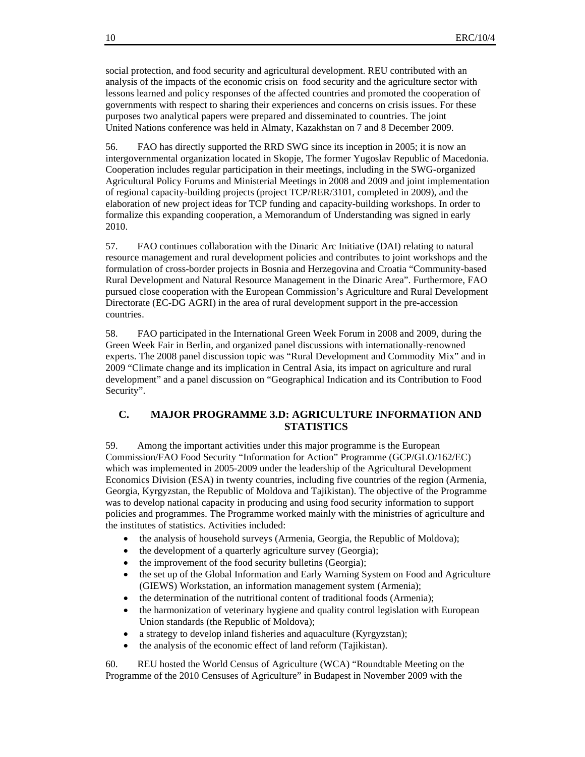social protection, and food security and agricultural development. REU contributed with an analysis of the impacts of the economic crisis on food security and the agriculture sector with lessons learned and policy responses of the affected countries and promoted the cooperation of governments with respect to sharing their experiences and concerns on crisis issues. For these purposes two analytical papers were prepared and disseminated to countries. The joint United Nations conference was held in Almaty, Kazakhstan on 7 and 8 December 2009.

56. FAO has directly supported the RRD SWG since its inception in 2005; it is now an intergovernmental organization located in Skopje, The former Yugoslav Republic of Macedonia. Cooperation includes regular participation in their meetings, including in the SWG-organized Agricultural Policy Forums and Ministerial Meetings in 2008 and 2009 and joint implementation of regional capacity-building projects (project TCP/RER/3101, completed in 2009), and the elaboration of new project ideas for TCP funding and capacity-building workshops. In order to formalize this expanding cooperation, a Memorandum of Understanding was signed in early 2010.

57. FAO continues collaboration with the Dinaric Arc Initiative (DAI) relating to natural resource management and rural development policies and contributes to joint workshops and the formulation of cross-border projects in Bosnia and Herzegovina and Croatia "Community-based Rural Development and Natural Resource Management in the Dinaric Area". Furthermore, FAO pursued close cooperation with the European Commission's Agriculture and Rural Development Directorate (EC-DG AGRI) in the area of rural development support in the pre-accession countries.

58. FAO participated in the International Green Week Forum in 2008 and 2009, during the Green Week Fair in Berlin, and organized panel discussions with internationally-renowned experts. The 2008 panel discussion topic was "Rural Development and Commodity Mix" and in 2009 "Climate change and its implication in Central Asia, its impact on agriculture and rural development" and a panel discussion on "Geographical Indication and its Contribution to Food Security".

## C. MAJOR PROGRAMME 3.D: AGRICULTURE INFORMATION AND STATISTICS

59. Among the important activities under this major programme is the European Commission/FAO Food Security "Information for Action" Programme (GCP/GLO/162/EC) which was implemented in 2005-2009 under the leadership of the Agricultural Development Economics Division (ESA) in twenty countries, including five countries of the region (Armenia, Georgia, Kyrgyzstan, the Republic of Moldova and Tajikistan). The objective of the Programme was to develop national capacity in producing and using food security information to support policies and programmes. The Programme worked mainly with the ministries of agriculture and the institutes of statistics. Activities included:

- the analysis of household surveys (Armenia, Georgia, the Republic of Moldova);
- the development of a quarterly agriculture survey (Georgia);
- the improvement of the food security bulletins (Georgia);
- the set up of the Global Information and Early Warning System on Food and Agriculture (GIEWS) Workstation, an information management system (Armenia);
- the determination of the nutritional content of traditional foods (Armenia);
- the harmonization of veterinary hygiene and quality control legislation with European Union standards (the Republic of Moldova);
- a strategy to develop inland fisheries and aquaculture (Kyrgyzstan);
- the analysis of the economic effect of land reform (Tajikistan).

60. REU hosted the World Census of Agriculture (WCA) "Roundtable Meeting on the Programme of the 2010 Censuses of Agriculture" in Budapest in November 2009 with the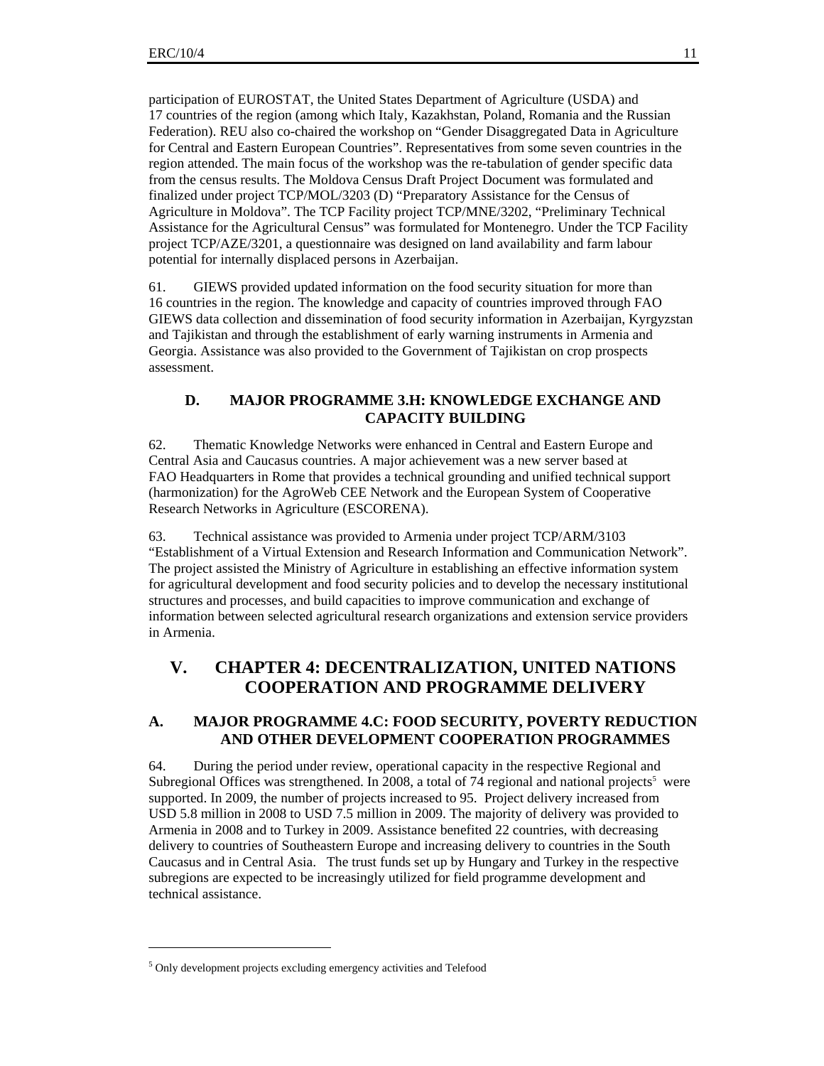participation of EUROSTAT, the United States Department of Agriculture (USDA) and 17 countries of the region (among which Italy, Kazakhstan, Poland, Romania and the Russian Federation). REU also co-chaired the workshop on "Gender Disaggregated Data in Agriculture for Central and Eastern European Countries". Representatives from some seven countries in the region attended. The main focus of the workshop was the re-tabulation of gender specific data from the census results. The Moldova Census Draft Project Document was formulated and finalized under project TCP/MOL/3203 (D) "Preparatory Assistance for the Census of Agriculture in Moldova". The TCP Facility project TCP/MNE/3202, "Preliminary Technical Assistance for the Agricultural Census" was formulated for Montenegro. Under the TCP Facility project TCP/AZE/3201, a questionnaire was designed on land availability and farm labour potential for internally displaced persons in Azerbaijan.

61. GIEWS provided updated information on the food security situation for more than 16 countries in the region. The knowledge and capacity of countries improved through FAO GIEWS data collection and dissemination of food security information in Azerbaijan, Kyrgyzstan and Tajikistan and through the establishment of early warning instruments in Armenia and Georgia. Assistance was also provided to the Government of Tajikistan on crop prospects assessment.

### D. MAJOR PROGRAMME 3.H: KNOWLEDGE EXCHANGE AND CAPACITY BUILDING

62. Thematic Knowledge Networks were enhanced in Central and Eastern Europe and Central Asia and Caucasus countries. A major achievement was a new server based at FAO Headquarters in Rome that provides a technical grounding and unified technical support (harmonization) for the AgroWeb CEE Network and the European System of Cooperative Research Networks in Agriculture (ESCORENA).

63. Technical assistance was provided to Armenia under project TCP/ARM/3103 "Establishment of a Virtual Extension and Research Information and Communication Network". The project assisted the Ministry of Agriculture in establishing an effective information system for agricultural development and food security policies and to develop the necessary institutional structures and processes, and build capacities to improve communication and exchange of information between selected agricultural research organizations and extension service providers in Armenia.

## V. CHAPTER 4: DECENTRALIZATION, UNITED NATIONS COOPERATION AND PROGRAMME DELIVERY

### A. MAJOR PROGRAMME 4.C: FOOD SECURITY, POVERTY REDUCTION AND OTHER DEVELOPMENT COOPERATION PROGRAMMES

64. During the period under review, operational capacity in the respective Regional and Subregional Offices was strengthened. In 2008, a total of 74 regional and national projects[5] were supported. In 2009, the number of projects increased to 95. Project delivery increased from USD 5.8 million in 2008 to USD 7.5 million in 2009. The majority of delivery was provided to Armenia in 2008 and to Turkey in 2009. Assistance benefited 22 countries, with decreasing delivery to countries of Southeastern Europe and increasing delivery to countries in the South Caucasus and in Central Asia. The trust funds set up by Hungary and Turkey in the respective subregions are expected to be increasingly utilized for field programme development and technical assistance.

---

[5] Only development projects excluding emergency activities and Telefood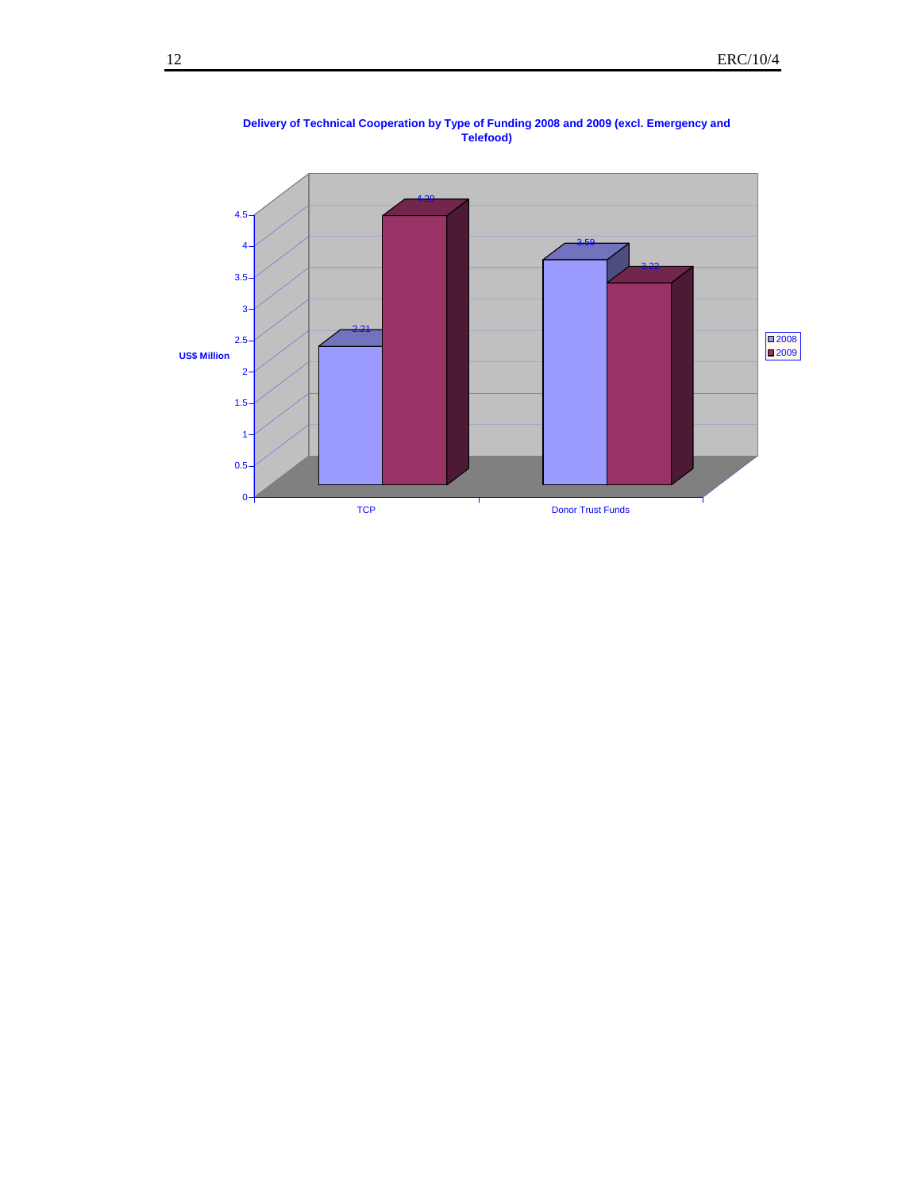Delivery of Technical Cooperation by Type of Funding 2008 and 2009 (excl. Emergency and Telefood)

US$ Million

4.5
4
3.5
3
2.5
2
1.5
1
0.5
0

2.21
4.29
3.59
3.22

TCP
Donor Trust Funds

2008
2009